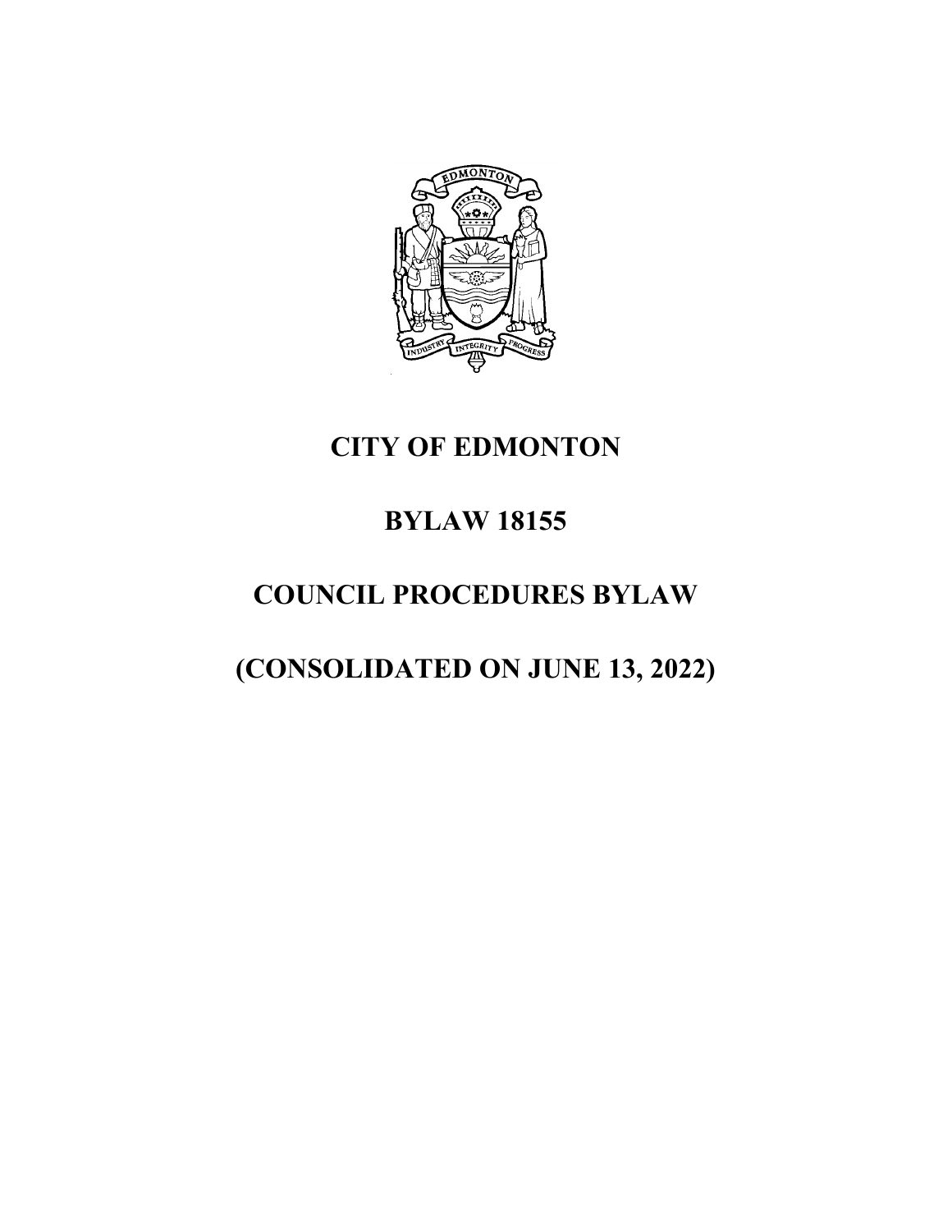# CITY OF EDMONTON

# BYLAW 18155

# COUNCIL PROCEDURES BYLAW

# (CONSOLIDATED ON JUNE 13, 2022)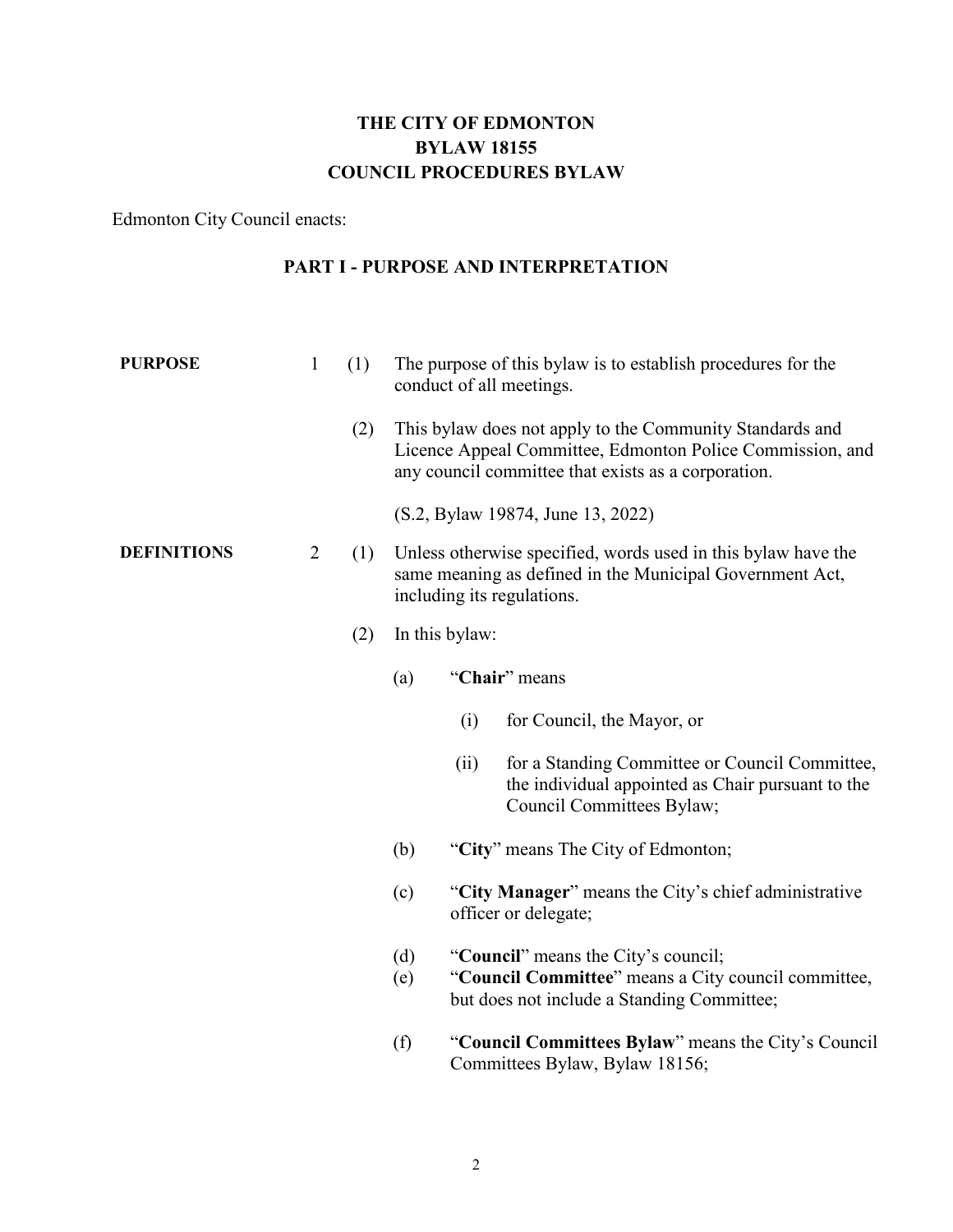# THE CITY OF EDMONTON
# BYLAW 18155
# COUNCIL PROCEDURES BYLAW

Edmonton City Council enacts:

## PART I - PURPOSE AND INTERPRETATION

**PURPOSE**

1 (1) The purpose of this bylaw is to establish procedures for the conduct of all meetings.

(2) This bylaw does not apply to the Community Standards and Licence Appeal Committee, Edmonton Police Commission, and any council committee that exists as a corporation.

(S.2, Bylaw 19874, June 13, 2022)

**DEFINITIONS**

2 (1) Unless otherwise specified, words used in this bylaw have the same meaning as defined in the Municipal Government Act, including its regulations.

(2) In this bylaw:

- (a) "**Chair**" means
  - (i) for Council, the Mayor, or
  - (ii) for a Standing Committee or Council Committee, the individual appointed as Chair pursuant to the Council Committees Bylaw;
- (b) "**City**" means The City of Edmonton;
- (c) "**City Manager**" means the City's chief administrative officer or delegate;
- (d) "**Council**" means the City's council;
- (e) "**Council Committee**" means a City council committee, but does not include a Standing Committee;
- (f) "**Council Committees Bylaw**" means the City's Council Committees Bylaw, Bylaw 18156;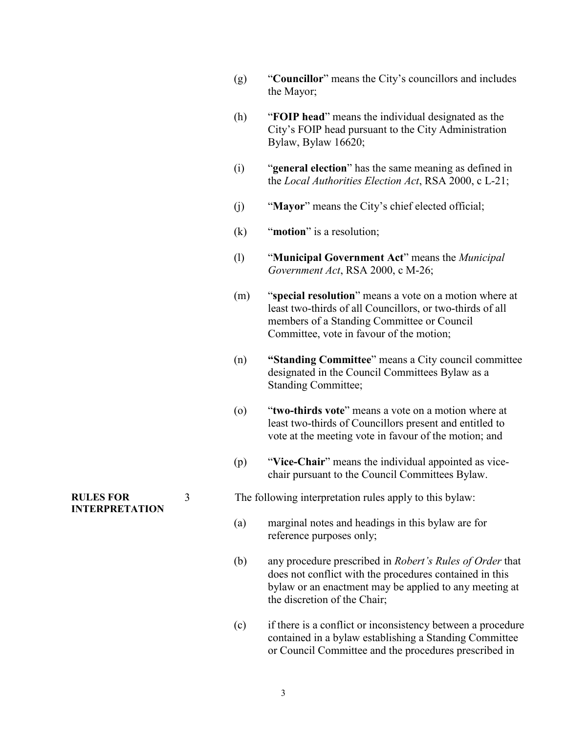(g) "**Councillor**" means the City's councillors and includes the Mayor;

(h) "**FOIP head**" means the individual designated as the City's FOIP head pursuant to the City Administration Bylaw, Bylaw 16620;

(i) "**general election**" has the same meaning as defined in the *Local Authorities Election Act*, RSA 2000, c L-21;

(j) "**Mayor**" means the City's chief elected official;

(k) "**motion**" is a resolution;

(l) "**Municipal Government Act**" means the *Municipal Government Act*, RSA 2000, c M-26;

(m) "**special resolution**" means a vote on a motion where at least two-thirds of all Councillors, or two-thirds of all members of a Standing Committee or Council Committee, vote in favour of the motion;

(n) "**Standing Committee**" means a City council committee designated in the Council Committees Bylaw as a Standing Committee;

(o) "**two-thirds vote**" means a vote on a motion where at least two-thirds of Councillors present and entitled to vote at the meeting vote in favour of the motion; and

(p) "**Vice-Chair**" means the individual appointed as vice-chair pursuant to the Council Committees Bylaw.

**RULES FOR INTERPRETATION**

3 The following interpretation rules apply to this bylaw:

(a) marginal notes and headings in this bylaw are for reference purposes only;

(b) any procedure prescribed in *Robert's Rules of Order* that does not conflict with the procedures contained in this bylaw or an enactment may be applied to any meeting at the discretion of the Chair;

(c) if there is a conflict or inconsistency between a procedure contained in a bylaw establishing a Standing Committee or Council Committee and the procedures prescribed in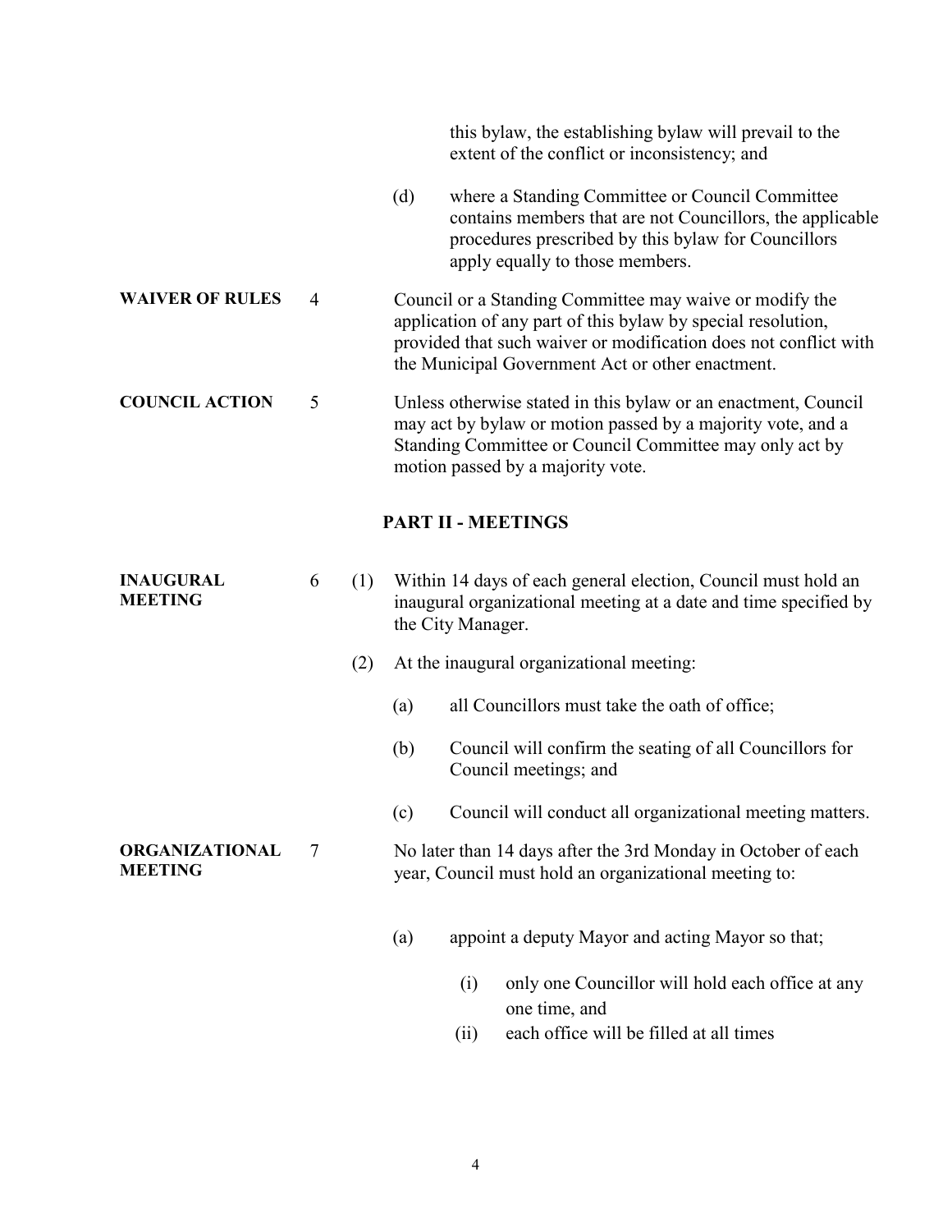this bylaw, the establishing bylaw will prevail to the extent of the conflict or inconsistency; and

(d) where a Standing Committee or Council Committee contains members that are not Councillors, the applicable procedures prescribed by this bylaw for Councillors apply equally to those members.

**WAIVER OF RULES** 4 Council or a Standing Committee may waive or modify the application of any part of this bylaw by special resolution, provided that such waiver or modification does not conflict with the Municipal Government Act or other enactment.

**COUNCIL ACTION** 5 Unless otherwise stated in this bylaw or an enactment, Council may act by bylaw or motion passed by a majority vote, and a Standing Committee or Council Committee may only act by motion passed by a majority vote.

## PART II - MEETINGS

**INAUGURAL MEETING** 6 (1) Within 14 days of each general election, Council must hold an inaugural organizational meeting at a date and time specified by the City Manager.

(2) At the inaugural organizational meeting:

(a) all Councillors must take the oath of office;

(b) Council will confirm the seating of all Councillors for Council meetings; and

(c) Council will conduct all organizational meeting matters.

**ORGANIZATIONAL MEETING** 7 No later than 14 days after the 3rd Monday in October of each year, Council must hold an organizational meeting to:

(a) appoint a deputy Mayor and acting Mayor so that;

(i) only one Councillor will hold each office at any one time, and

(ii) each office will be filled at all times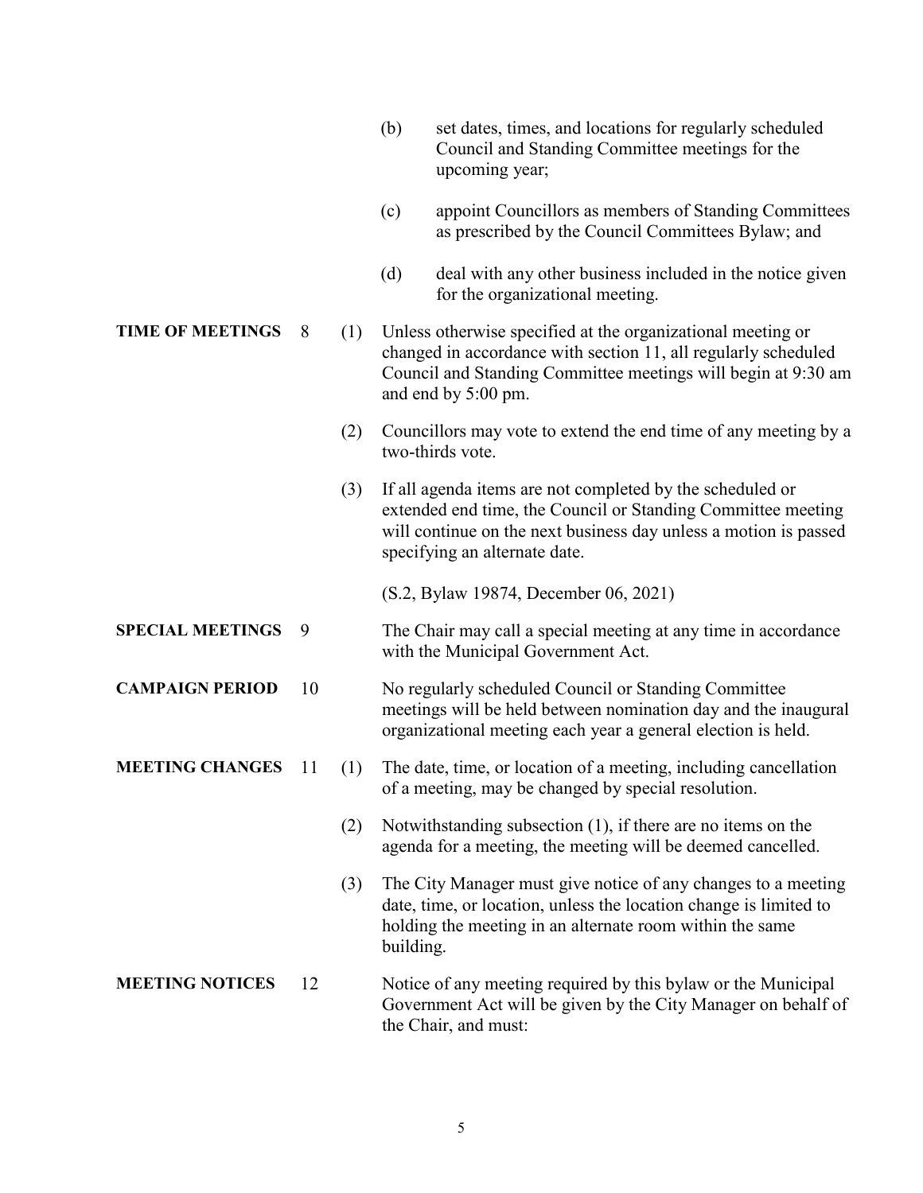(b) set dates, times, and locations for regularly scheduled Council and Standing Committee meetings for the upcoming year;

(c) appoint Councillors as members of Standing Committees as prescribed by the Council Committees Bylaw; and

(d) deal with any other business included in the notice given for the organizational meeting.

**TIME OF MEETINGS** 8 (1) Unless otherwise specified at the organizational meeting or changed in accordance with section 11, all regularly scheduled Council and Standing Committee meetings will begin at 9:30 am and end by 5:00 pm.

(2) Councillors may vote to extend the end time of any meeting by a two-thirds vote.

(3) If all agenda items are not completed by the scheduled or extended end time, the Council or Standing Committee meeting will continue on the next business day unless a motion is passed specifying an alternate date.

(S.2, Bylaw 19874, December 06, 2021)

**SPECIAL MEETINGS** 9 The Chair may call a special meeting at any time in accordance with the Municipal Government Act.

**CAMPAIGN PERIOD** 10 No regularly scheduled Council or Standing Committee meetings will be held between nomination day and the inaugural organizational meeting each year a general election is held.

**MEETING CHANGES** 11 (1) The date, time, or location of a meeting, including cancellation of a meeting, may be changed by special resolution.

(2) Notwithstanding subsection (1), if there are no items on the agenda for a meeting, the meeting will be deemed cancelled.

(3) The City Manager must give notice of any changes to a meeting date, time, or location, unless the location change is limited to holding the meeting in an alternate room within the same building.

**MEETING NOTICES** 12 Notice of any meeting required by this bylaw or the Municipal Government Act will be given by the City Manager on behalf of the Chair, and must: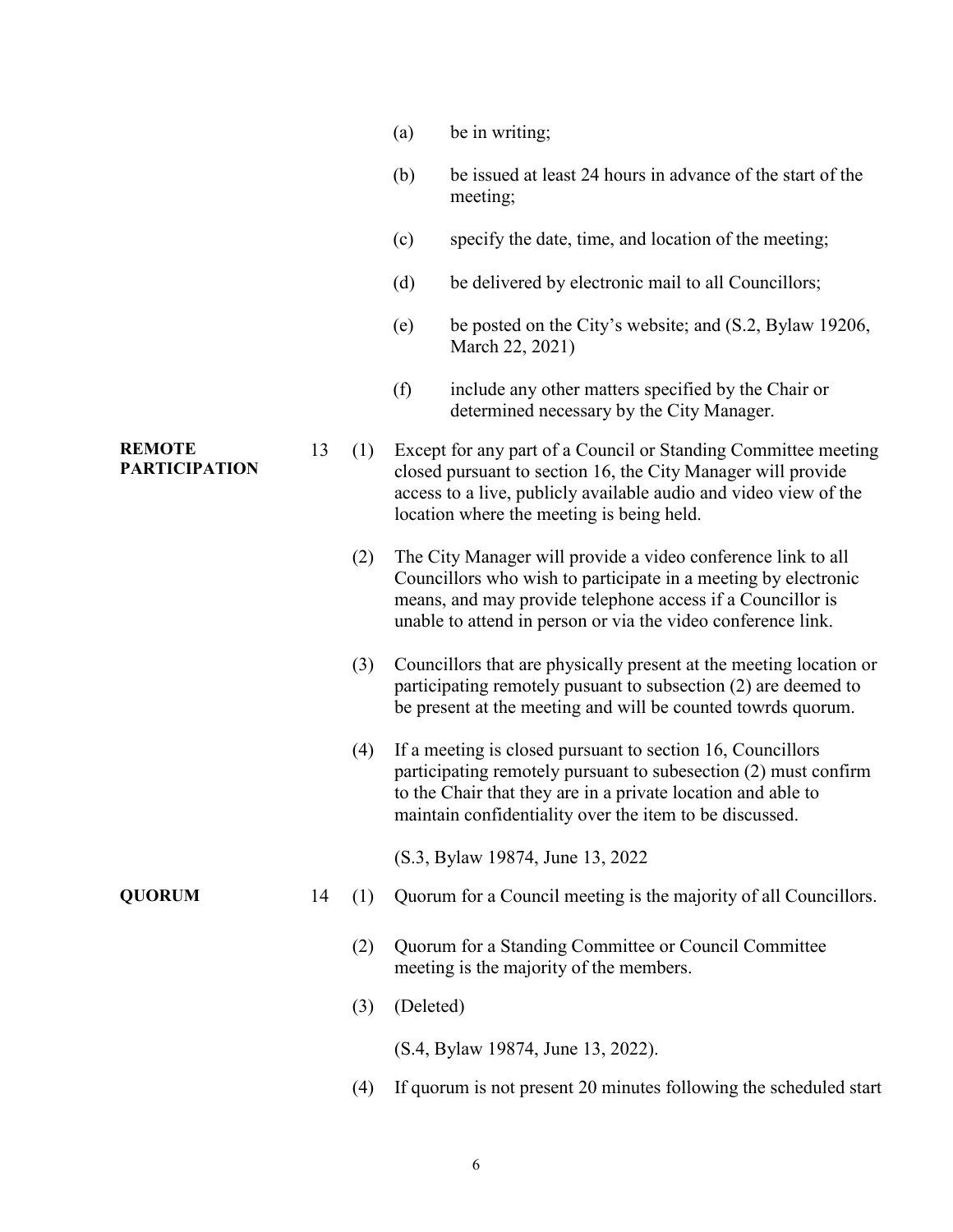(a) be in writing;

(b) be issued at least 24 hours in advance of the start of the meeting;

(c) specify the date, time, and location of the meeting;

(d) be delivered by electronic mail to all Councillors;

(e) be posted on the City's website; and (S.2, Bylaw 19206, March 22, 2021)

(f) include any other matters specified by the Chair or determined necessary by the City Manager.

**REMOTE PARTICIPATION**

13 (1) Except for any part of a Council or Standing Committee meeting closed pursuant to section 16, the City Manager will provide access to a live, publicly available audio and video view of the location where the meeting is being held.

(2) The City Manager will provide a video conference link to all Councillors who wish to participate in a meeting by electronic means, and may provide telephone access if a Councillor is unable to attend in person or via the video conference link.

(3) Councillors that are physically present at the meeting location or participating remotely pusuant to subsection (2) are deemed to be present at the meeting and will be counted towrds quorum.

(4) If a meeting is closed pursuant to section 16, Councillors participating remotely pursuant to subesection (2) must confirm to the Chair that they are in a private location and able to maintain confidentiality over the item to be discussed.

(S.3, Bylaw 19874, June 13, 2022

**QUORUM**

14 (1) Quorum for a Council meeting is the majority of all Councillors.

(2) Quorum for a Standing Committee or Council Committee meeting is the majority of the members.

(3) (Deleted)

(S.4, Bylaw 19874, June 13, 2022).

(4) If quorum is not present 20 minutes following the scheduled start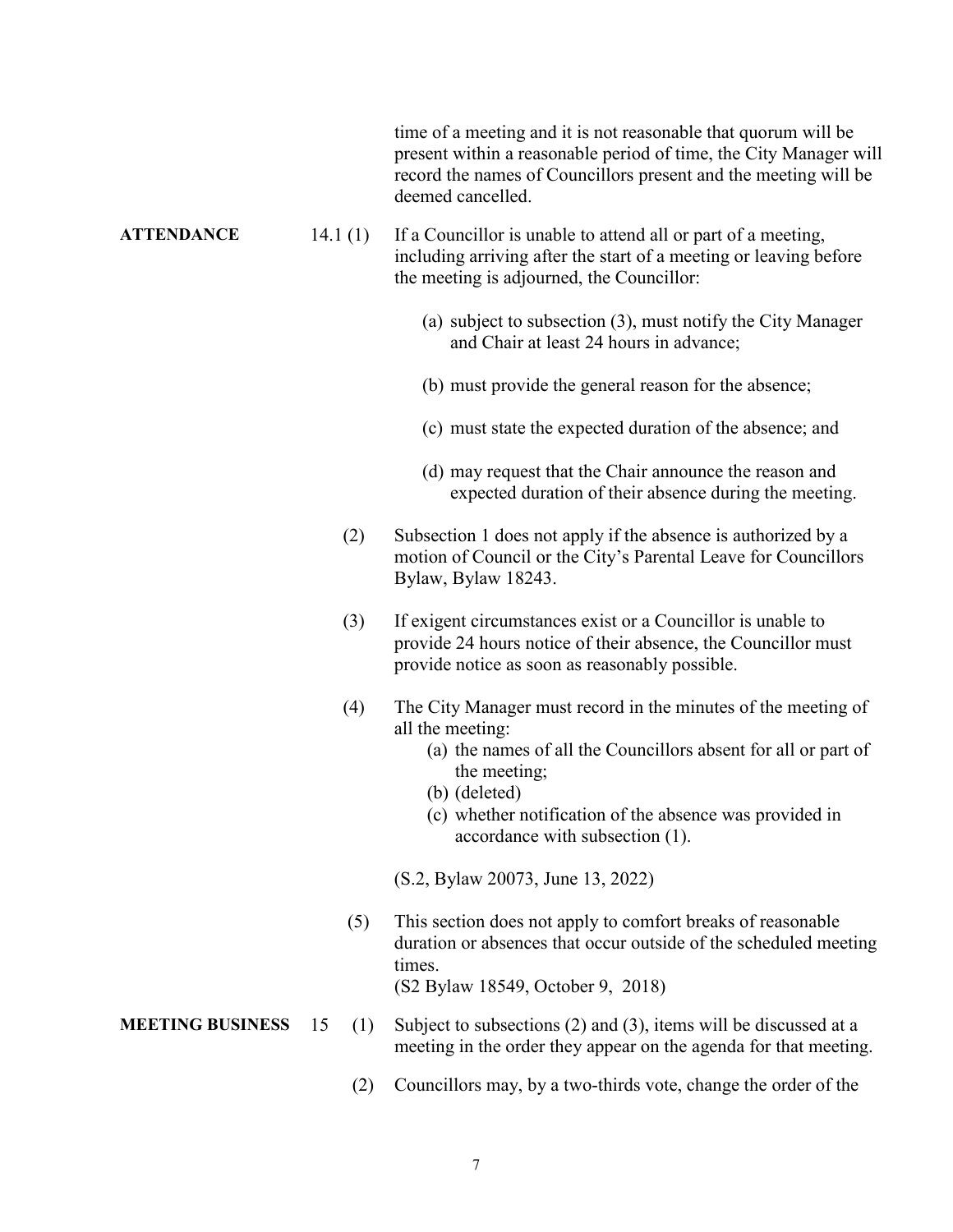time of a meeting and it is not reasonable that quorum will be present within a reasonable period of time, the City Manager will record the names of Councillors present and the meeting will be deemed cancelled.

**ATTENDANCE**

14.1 (1) If a Councillor is unable to attend all or part of a meeting, including arriving after the start of a meeting or leaving before the meeting is adjourned, the Councillor:

(a) subject to subsection (3), must notify the City Manager and Chair at least 24 hours in advance;

(b) must provide the general reason for the absence;

(c) must state the expected duration of the absence; and

(d) may request that the Chair announce the reason and expected duration of their absence during the meeting.

(2) Subsection 1 does not apply if the absence is authorized by a motion of Council or the City's Parental Leave for Councillors Bylaw, Bylaw 18243.

(3) If exigent circumstances exist or a Councillor is unable to provide 24 hours notice of their absence, the Councillor must provide notice as soon as reasonably possible.

(4) The City Manager must record in the minutes of the meeting of all the meeting:

(a) the names of all the Councillors absent for all or part of the meeting;

(b) (deleted)

(c) whether notification of the absence was provided in accordance with subsection (1).

(S.2, Bylaw 20073, June 13, 2022)

(5) This section does not apply to comfort breaks of reasonable duration or absences that occur outside of the scheduled meeting times.
(S2 Bylaw 18549, October 9, 2018)

**MEETING BUSINESS**

15 (1) Subject to subsections (2) and (3), items will be discussed at a meeting in the order they appear on the agenda for that meeting.

(2) Councillors may, by a two-thirds vote, change the order of the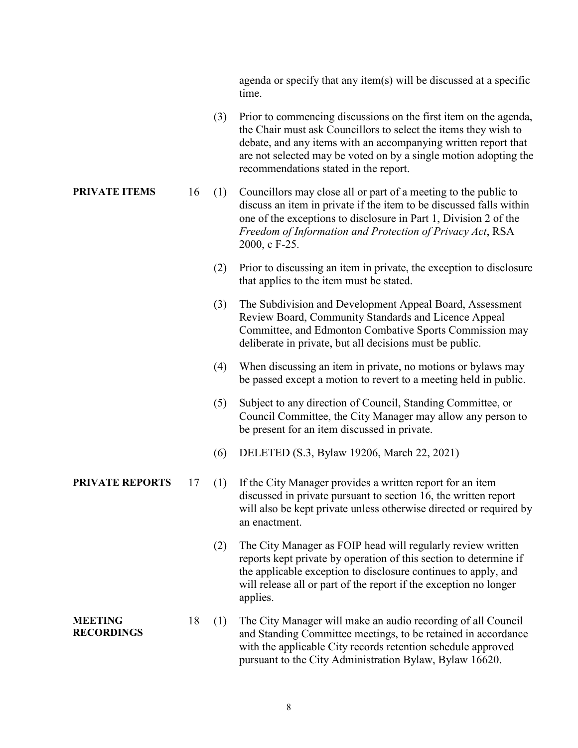agenda or specify that any item(s) will be discussed at a specific time.

(3) Prior to commencing discussions on the first item on the agenda, the Chair must ask Councillors to select the items they wish to debate, and any items with an accompanying written report that are not selected may be voted on by a single motion adopting the recommendations stated in the report.

**PRIVATE ITEMS**

16 (1) Councillors may close all or part of a meeting to the public to discuss an item in private if the item to be discussed falls within one of the exceptions to disclosure in Part 1, Division 2 of the *Freedom of Information and Protection of Privacy Act*, RSA 2000, c F-25.

(2) Prior to discussing an item in private, the exception to disclosure that applies to the item must be stated.

(3) The Subdivision and Development Appeal Board, Assessment Review Board, Community Standards and Licence Appeal Committee, and Edmonton Combative Sports Commission may deliberate in private, but all decisions must be public.

(4) When discussing an item in private, no motions or bylaws may be passed except a motion to revert to a meeting held in public.

(5) Subject to any direction of Council, Standing Committee, or Council Committee, the City Manager may allow any person to be present for an item discussed in private.

(6) DELETED (S.3, Bylaw 19206, March 22, 2021)

**PRIVATE REPORTS**

17 (1) If the City Manager provides a written report for an item discussed in private pursuant to section 16, the written report will also be kept private unless otherwise directed or required by an enactment.

(2) The City Manager as FOIP head will regularly review written reports kept private by operation of this section to determine if the applicable exception to disclosure continues to apply, and will release all or part of the report if the exception no longer applies.

**MEETING RECORDINGS**

18 (1) The City Manager will make an audio recording of all Council and Standing Committee meetings, to be retained in accordance with the applicable City records retention schedule approved pursuant to the City Administration Bylaw, Bylaw 16620.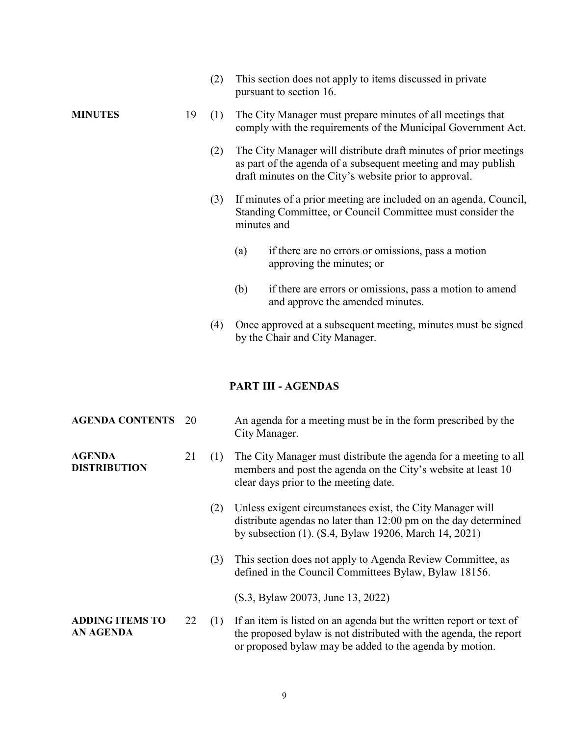(2) This section does not apply to items discussed in private pursuant to section 16.

**MINUTES**

19 (1) The City Manager must prepare minutes of all meetings that comply with the requirements of the Municipal Government Act.

(2) The City Manager will distribute draft minutes of prior meetings as part of the agenda of a subsequent meeting and may publish draft minutes on the City's website prior to approval.

(3) If minutes of a prior meeting are included on an agenda, Council, Standing Committee, or Council Committee must consider the minutes and

(a) if there are no errors or omissions, pass a motion approving the minutes; or

(b) if there are errors or omissions, pass a motion to amend and approve the amended minutes.

(4) Once approved at a subsequent meeting, minutes must be signed by the Chair and City Manager.

## PART III - AGENDAS

**AGENDA CONTENTS**

20 An agenda for a meeting must be in the form prescribed by the City Manager.

**AGENDA DISTRIBUTION**

21 (1) The City Manager must distribute the agenda for a meeting to all members and post the agenda on the City's website at least 10 clear days prior to the meeting date.

(2) Unless exigent circumstances exist, the City Manager will distribute agendas no later than 12:00 pm on the day determined by subsection (1). (S.4, Bylaw 19206, March 14, 2021)

(3) This section does not apply to Agenda Review Committee, as defined in the Council Committees Bylaw, Bylaw 18156.

(S.3, Bylaw 20073, June 13, 2022)

**ADDING ITEMS TO AN AGENDA**

22 (1) If an item is listed on an agenda but the written report or text of the proposed bylaw is not distributed with the agenda, the report or proposed bylaw may be added to the agenda by motion.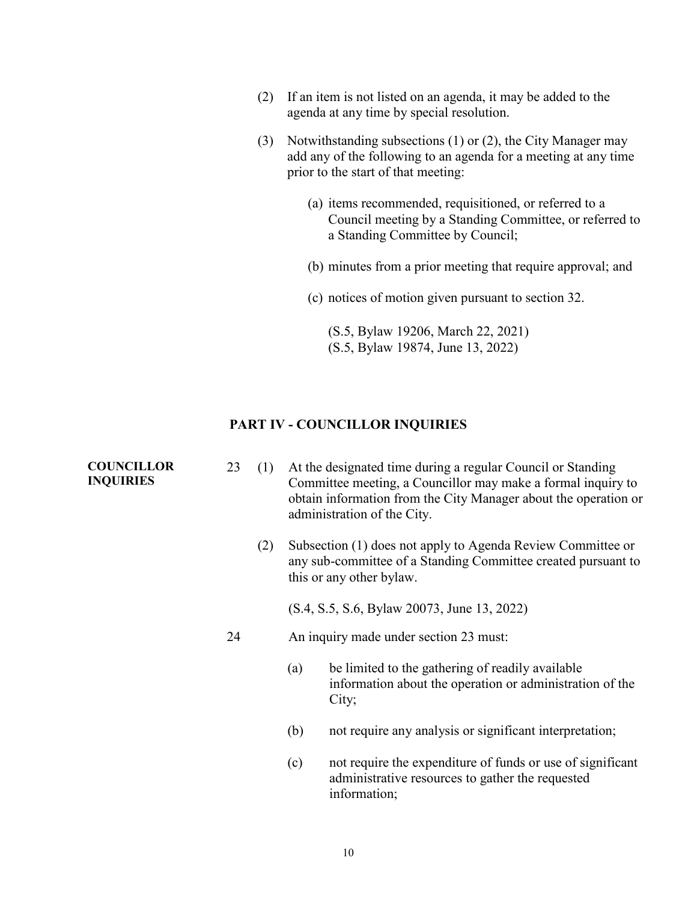(2) If an item is not listed on an agenda, it may be added to the agenda at any time by special resolution.

(3) Notwithstanding subsections (1) or (2), the City Manager may add any of the following to an agenda for a meeting at any time prior to the start of that meeting:

(a) items recommended, requisitioned, or referred to a Council meeting by a Standing Committee, or referred to a Standing Committee by Council;

(b) minutes from a prior meeting that require approval; and

(c) notices of motion given pursuant to section 32.

(S.5, Bylaw 19206, March 22, 2021)
(S.5, Bylaw 19874, June 13, 2022)

## PART IV - COUNCILLOR INQUIRIES

**COUNCILLOR INQUIRIES**

23 (1) At the designated time during a regular Council or Standing Committee meeting, a Councillor may make a formal inquiry to obtain information from the City Manager about the operation or administration of the City.

(2) Subsection (1) does not apply to Agenda Review Committee or any sub-committee of a Standing Committee created pursuant to this or any other bylaw.

(S.4, S.5, S.6, Bylaw 20073, June 13, 2022)

24 An inquiry made under section 23 must:

(a) be limited to the gathering of readily available information about the operation or administration of the City;

(b) not require any analysis or significant interpretation;

(c) not require the expenditure of funds or use of significant administrative resources to gather the requested information;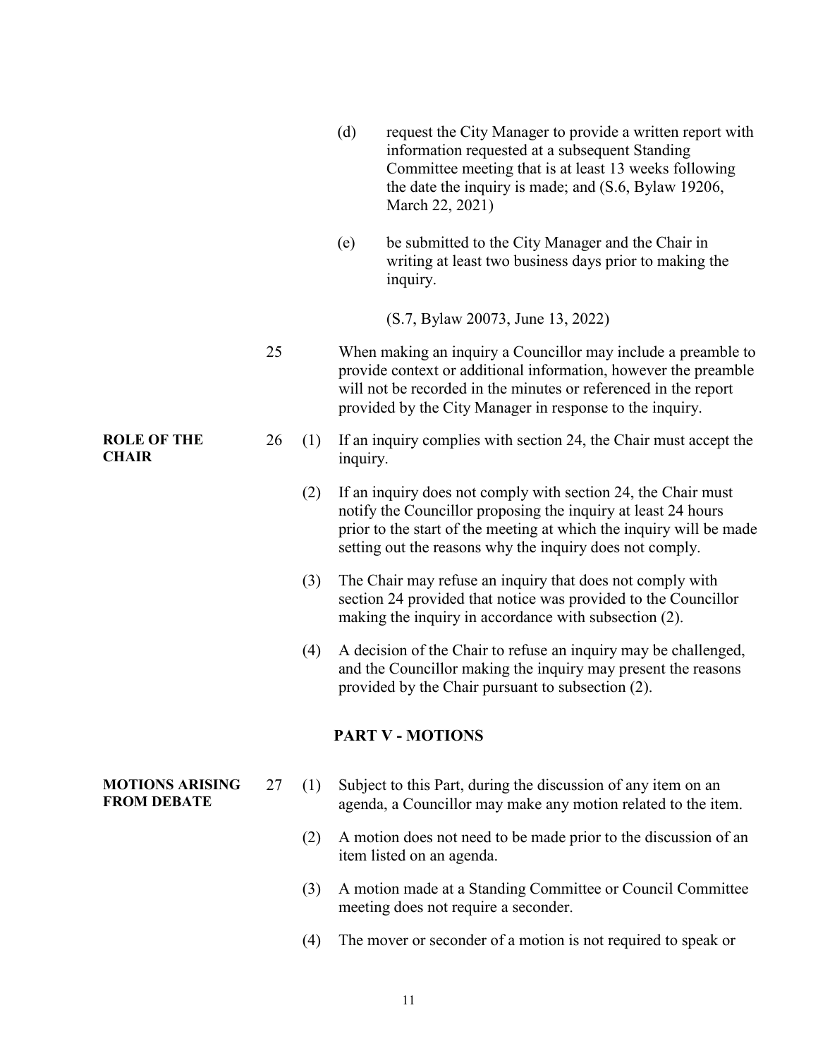(d) request the City Manager to provide a written report with information requested at a subsequent Standing Committee meeting that is at least 13 weeks following the date the inquiry is made; and (S.6, Bylaw 19206, March 22, 2021)

(e) be submitted to the City Manager and the Chair in writing at least two business days prior to making the inquiry.

(S.7, Bylaw 20073, June 13, 2022)

25 When making an inquiry a Councillor may include a preamble to provide context or additional information, however the preamble will not be recorded in the minutes or referenced in the report provided by the City Manager in response to the inquiry.

**ROLE OF THE CHAIR**

26 (1) If an inquiry complies with section 24, the Chair must accept the inquiry.

(2) If an inquiry does not comply with section 24, the Chair must notify the Councillor proposing the inquiry at least 24 hours prior to the start of the meeting at which the inquiry will be made setting out the reasons why the inquiry does not comply.

(3) The Chair may refuse an inquiry that does not comply with section 24 provided that notice was provided to the Councillor making the inquiry in accordance with subsection (2).

(4) A decision of the Chair to refuse an inquiry may be challenged, and the Councillor making the inquiry may present the reasons provided by the Chair pursuant to subsection (2).

## PART V - MOTIONS

**MOTIONS ARISING FROM DEBATE**

27 (1) Subject to this Part, during the discussion of any item on an agenda, a Councillor may make any motion related to the item.

(2) A motion does not need to be made prior to the discussion of an item listed on an agenda.

(3) A motion made at a Standing Committee or Council Committee meeting does not require a seconder.

(4) The mover or seconder of a motion is not required to speak or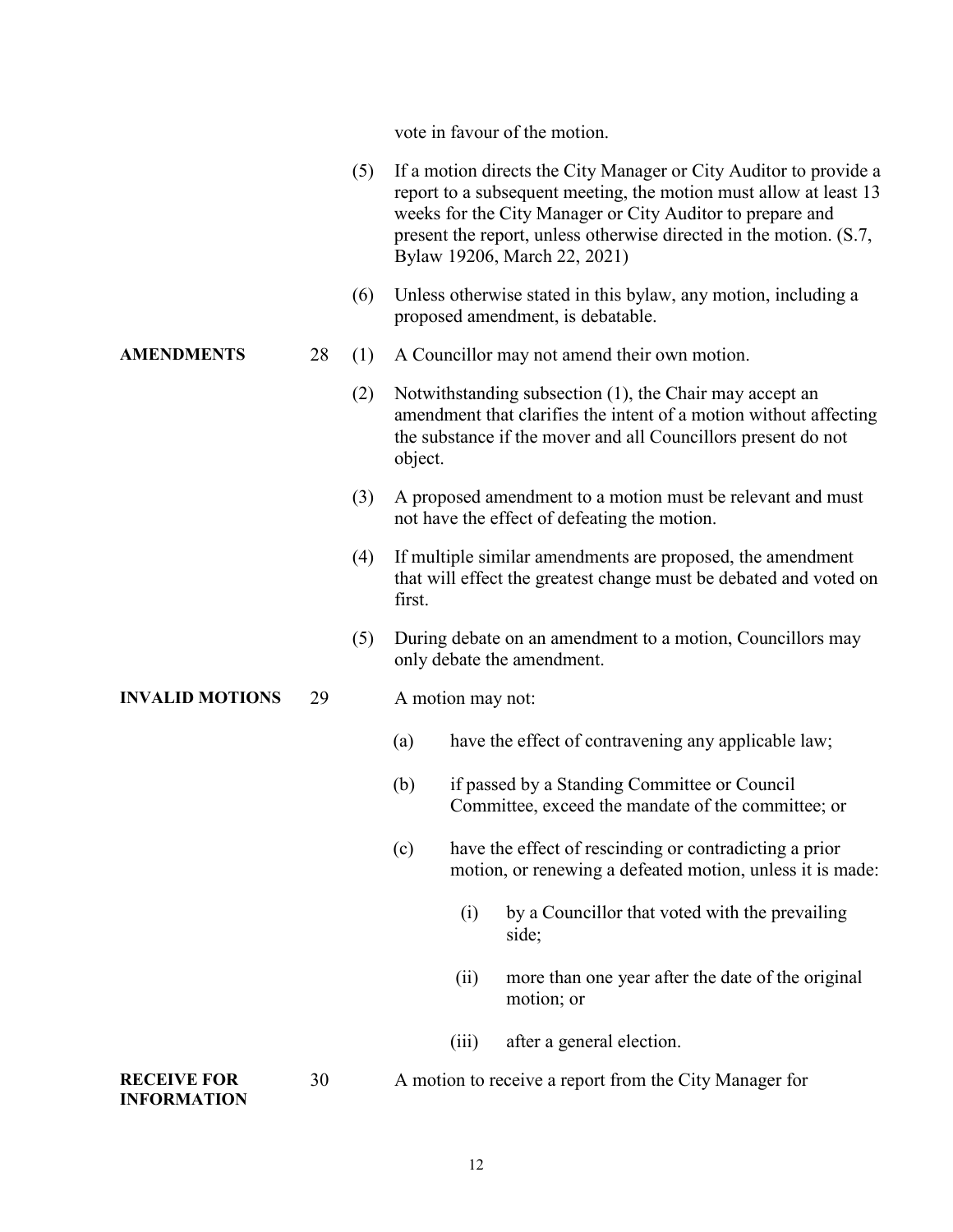vote in favour of the motion.

(5) If a motion directs the City Manager or City Auditor to provide a report to a subsequent meeting, the motion must allow at least 13 weeks for the City Manager or City Auditor to prepare and present the report, unless otherwise directed in the motion. (S.7, Bylaw 19206, March 22, 2021)

(6) Unless otherwise stated in this bylaw, any motion, including a proposed amendment, is debatable.

**AMENDMENTS**

28 (1) A Councillor may not amend their own motion.

(2) Notwithstanding subsection (1), the Chair may accept an amendment that clarifies the intent of a motion without affecting the substance if the mover and all Councillors present do not object.

(3) A proposed amendment to a motion must be relevant and must not have the effect of defeating the motion.

(4) If multiple similar amendments are proposed, the amendment that will effect the greatest change must be debated and voted on first.

(5) During debate on an amendment to a motion, Councillors may only debate the amendment.

**INVALID MOTIONS**

29 A motion may not:

(a) have the effect of contravening any applicable law;

(b) if passed by a Standing Committee or Council Committee, exceed the mandate of the committee; or

(c) have the effect of rescinding or contradicting a prior motion, or renewing a defeated motion, unless it is made:

(i) by a Councillor that voted with the prevailing side;

(ii) more than one year after the date of the original motion; or

(iii) after a general election.

**RECEIVE FOR INFORMATION**

30 A motion to receive a report from the City Manager for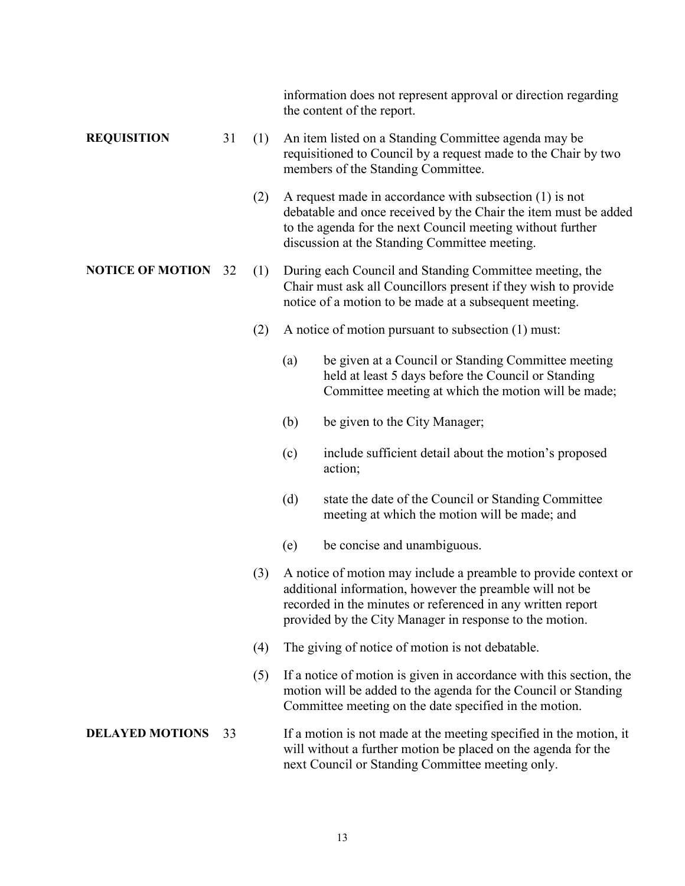information does not represent approval or direction regarding the content of the report.

**REQUISITION** 31 (1) An item listed on a Standing Committee agenda may be requisitioned to Council by a request made to the Chair by two members of the Standing Committee.

(2) A request made in accordance with subsection (1) is not debatable and once received by the Chair the item must be added to the agenda for the next Council meeting without further discussion at the Standing Committee meeting.

**NOTICE OF MOTION** 32 (1) During each Council and Standing Committee meeting, the Chair must ask all Councillors present if they wish to provide notice of a motion to be made at a subsequent meeting.

(2) A notice of motion pursuant to subsection (1) must:

(a) be given at a Council or Standing Committee meeting held at least 5 days before the Council or Standing Committee meeting at which the motion will be made;

(b) be given to the City Manager;

(c) include sufficient detail about the motion's proposed action;

(d) state the date of the Council or Standing Committee meeting at which the motion will be made; and

(e) be concise and unambiguous.

(3) A notice of motion may include a preamble to provide context or additional information, however the preamble will not be recorded in the minutes or referenced in any written report provided by the City Manager in response to the motion.

(4) The giving of notice of motion is not debatable.

(5) If a notice of motion is given in accordance with this section, the motion will be added to the agenda for the Council or Standing Committee meeting on the date specified in the motion.

**DELAYED MOTIONS** 33 If a motion is not made at the meeting specified in the motion, it will without a further motion be placed on the agenda for the next Council or Standing Committee meeting only.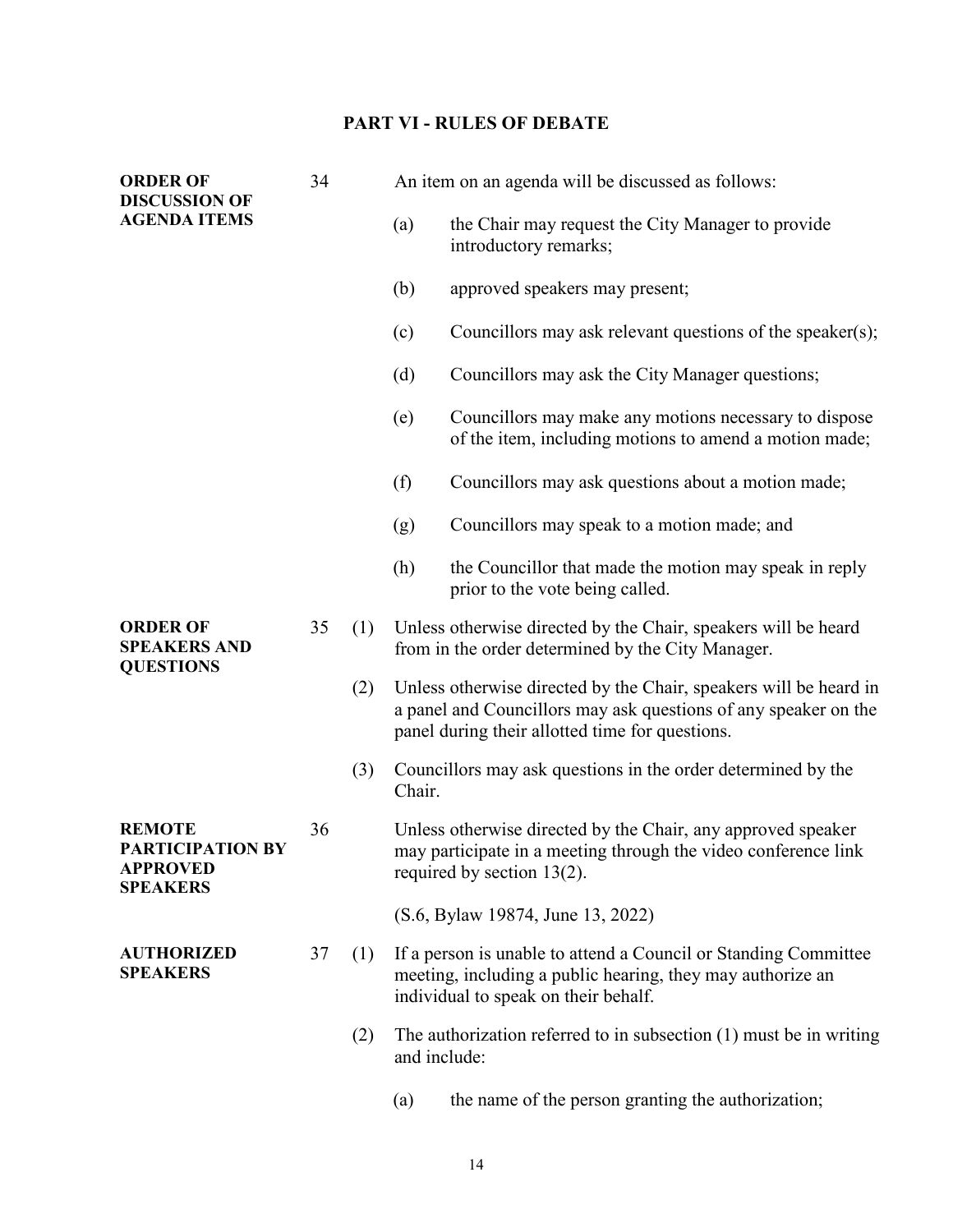## PART VI - RULES OF DEBATE

**ORDER OF DISCUSSION OF AGENDA ITEMS**

34 An item on an agenda will be discussed as follows:

(a) the Chair may request the City Manager to provide introductory remarks;

(b) approved speakers may present;

(c) Councillors may ask relevant questions of the speaker(s);

(d) Councillors may ask the City Manager questions;

(e) Councillors may make any motions necessary to dispose of the item, including motions to amend a motion made;

(f) Councillors may ask questions about a motion made;

(g) Councillors may speak to a motion made; and

(h) the Councillor that made the motion may speak in reply prior to the vote being called.

**ORDER OF SPEAKERS AND QUESTIONS**

35 (1) Unless otherwise directed by the Chair, speakers will be heard from in the order determined by the City Manager.

(2) Unless otherwise directed by the Chair, speakers will be heard in a panel and Councillors may ask questions of any speaker on the panel during their allotted time for questions.

(3) Councillors may ask questions in the order determined by the Chair.

**REMOTE PARTICIPATION BY APPROVED SPEAKERS**

36 Unless otherwise directed by the Chair, any approved speaker may participate in a meeting through the video conference link required by section 13(2).

(S.6, Bylaw 19874, June 13, 2022)

**AUTHORIZED SPEAKERS**

37 (1) If a person is unable to attend a Council or Standing Committee meeting, including a public hearing, they may authorize an individual to speak on their behalf.

(2) The authorization referred to in subsection (1) must be in writing and include:

(a) the name of the person granting the authorization;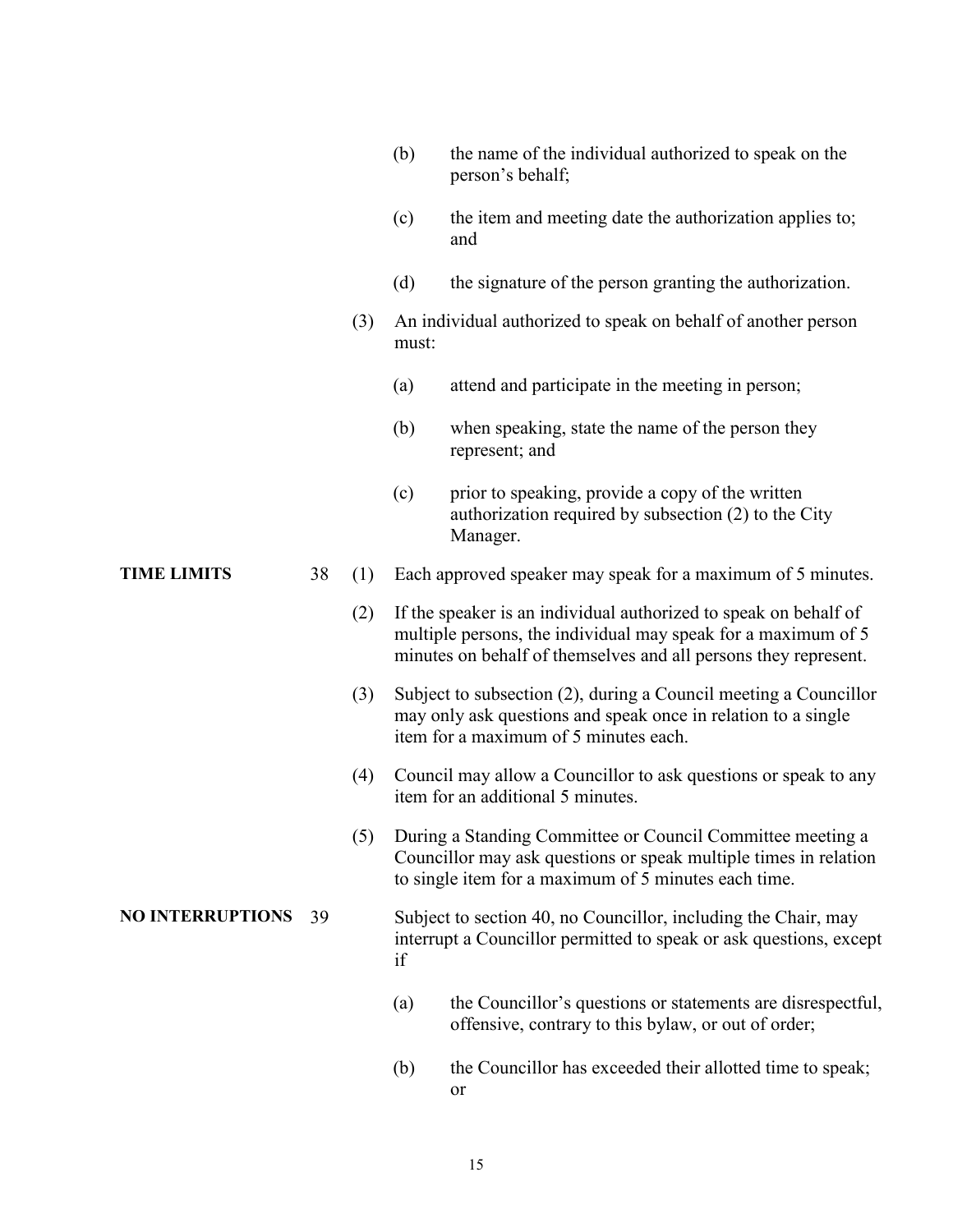(b) the name of the individual authorized to speak on the person's behalf;

(c) the item and meeting date the authorization applies to; and

(d) the signature of the person granting the authorization.

(3) An individual authorized to speak on behalf of another person must:

(a) attend and participate in the meeting in person;

(b) when speaking, state the name of the person they represent; and

(c) prior to speaking, provide a copy of the written authorization required by subsection (2) to the City Manager.

**TIME LIMITS** 38 (1) Each approved speaker may speak for a maximum of 5 minutes.

(2) If the speaker is an individual authorized to speak on behalf of multiple persons, the individual may speak for a maximum of 5 minutes on behalf of themselves and all persons they represent.

(3) Subject to subsection (2), during a Council meeting a Councillor may only ask questions and speak once in relation to a single item for a maximum of 5 minutes each.

(4) Council may allow a Councillor to ask questions or speak to any item for an additional 5 minutes.

(5) During a Standing Committee or Council Committee meeting a Councillor may ask questions or speak multiple times in relation to single item for a maximum of 5 minutes each time.

**NO INTERRUPTIONS** 39 Subject to section 40, no Councillor, including the Chair, may interrupt a Councillor permitted to speak or ask questions, except if

(a) the Councillor's questions or statements are disrespectful, offensive, contrary to this bylaw, or out of order;

(b) the Councillor has exceeded their allotted time to speak; or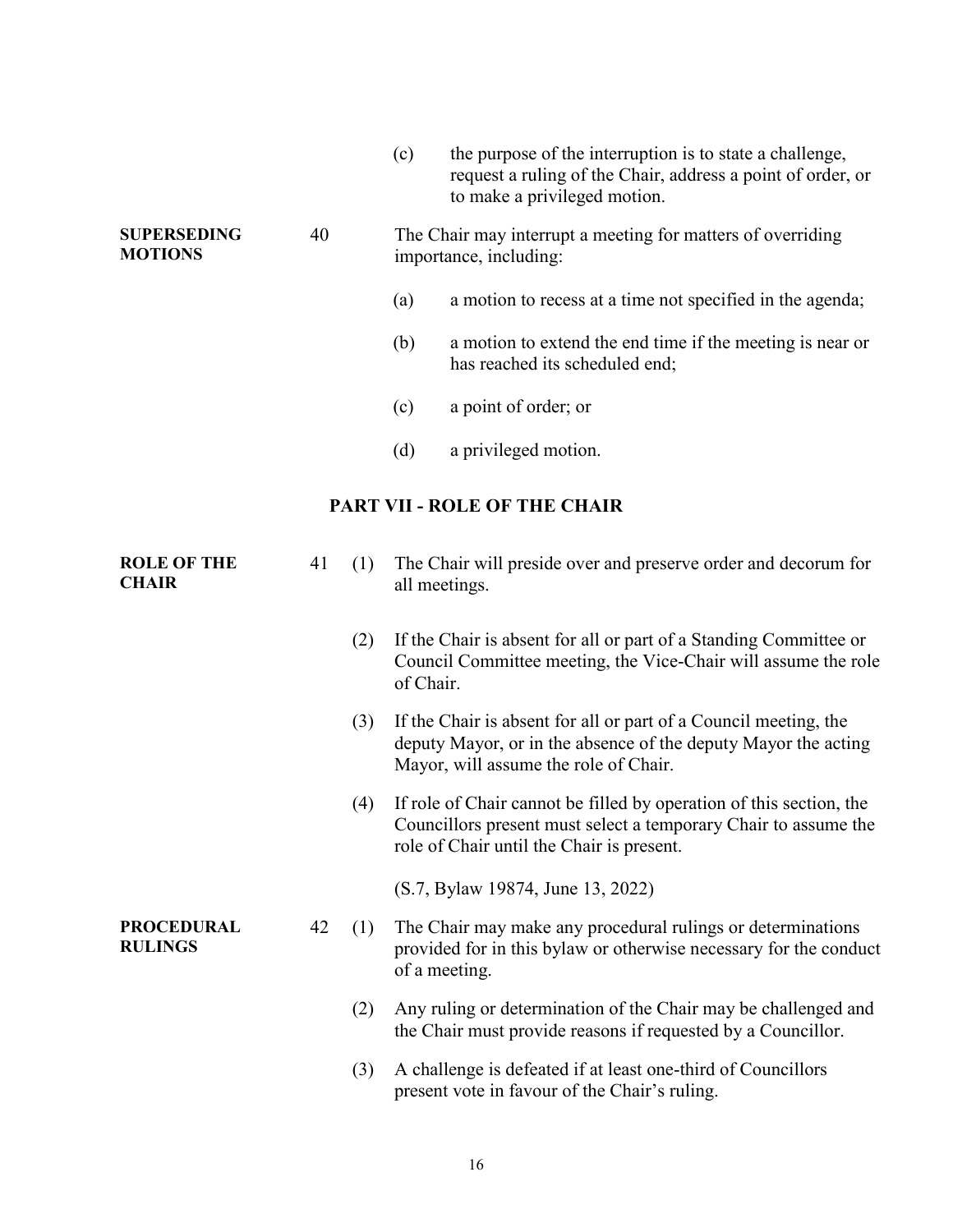(c) the purpose of the interruption is to state a challenge, request a ruling of the Chair, address a point of order, or to make a privileged motion.

**SUPERSEDING MOTIONS**

40 The Chair may interrupt a meeting for matters of overriding importance, including:

(a) a motion to recess at a time not specified in the agenda;

(b) a motion to extend the end time if the meeting is near or has reached its scheduled end;

(c) a point of order; or

(d) a privileged motion.

## PART VII - ROLE OF THE CHAIR

**ROLE OF THE CHAIR**

41 (1) The Chair will preside over and preserve order and decorum for all meetings.

(2) If the Chair is absent for all or part of a Standing Committee or Council Committee meeting, the Vice-Chair will assume the role of Chair.

(3) If the Chair is absent for all or part of a Council meeting, the deputy Mayor, or in the absence of the deputy Mayor the acting Mayor, will assume the role of Chair.

(4) If role of Chair cannot be filled by operation of this section, the Councillors present must select a temporary Chair to assume the role of Chair until the Chair is present.

(S.7, Bylaw 19874, June 13, 2022)

**PROCEDURAL RULINGS**

42 (1) The Chair may make any procedural rulings or determinations provided for in this bylaw or otherwise necessary for the conduct of a meeting.

(2) Any ruling or determination of the Chair may be challenged and the Chair must provide reasons if requested by a Councillor.

(3) A challenge is defeated if at least one-third of Councillors present vote in favour of the Chair's ruling.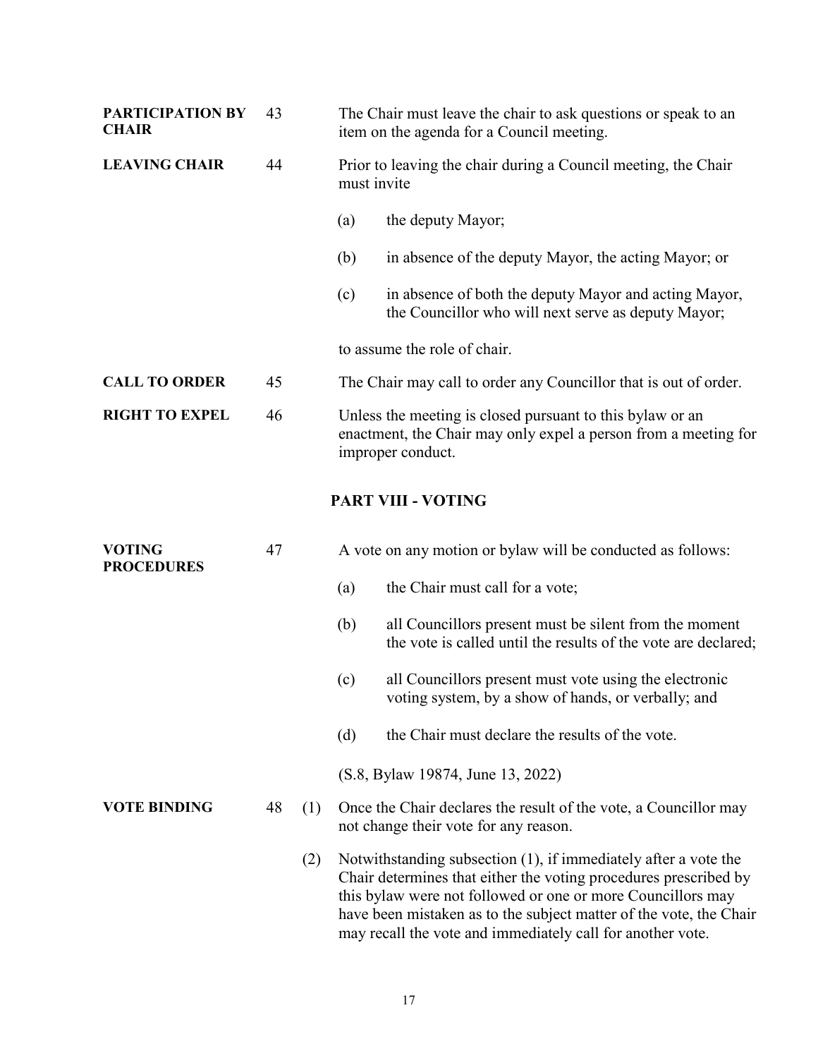**PARTICIPATION BY CHAIR** 43 The Chair must leave the chair to ask questions or speak to an item on the agenda for a Council meeting.

**LEAVING CHAIR** 44 Prior to leaving the chair during a Council meeting, the Chair must invite

(a) the deputy Mayor;

(b) in absence of the deputy Mayor, the acting Mayor; or

(c) in absence of both the deputy Mayor and acting Mayor, the Councillor who will next serve as deputy Mayor;

to assume the role of chair.

**CALL TO ORDER** 45 The Chair may call to order any Councillor that is out of order.

**RIGHT TO EXPEL** 46 Unless the meeting is closed pursuant to this bylaw or an enactment, the Chair may only expel a person from a meeting for improper conduct.

## PART VIII - VOTING

**VOTING PROCEDURES** 47 A vote on any motion or bylaw will be conducted as follows:

(a) the Chair must call for a vote;

(b) all Councillors present must be silent from the moment the vote is called until the results of the vote are declared;

(c) all Councillors present must vote using the electronic voting system, by a show of hands, or verbally; and

(d) the Chair must declare the results of the vote.

(S.8, Bylaw 19874, June 13, 2022)

**VOTE BINDING** 48 (1) Once the Chair declares the result of the vote, a Councillor may not change their vote for any reason.

(2) Notwithstanding subsection (1), if immediately after a vote the Chair determines that either the voting procedures prescribed by this bylaw were not followed or one or more Councillors may have been mistaken as to the subject matter of the vote, the Chair may recall the vote and immediately call for another vote.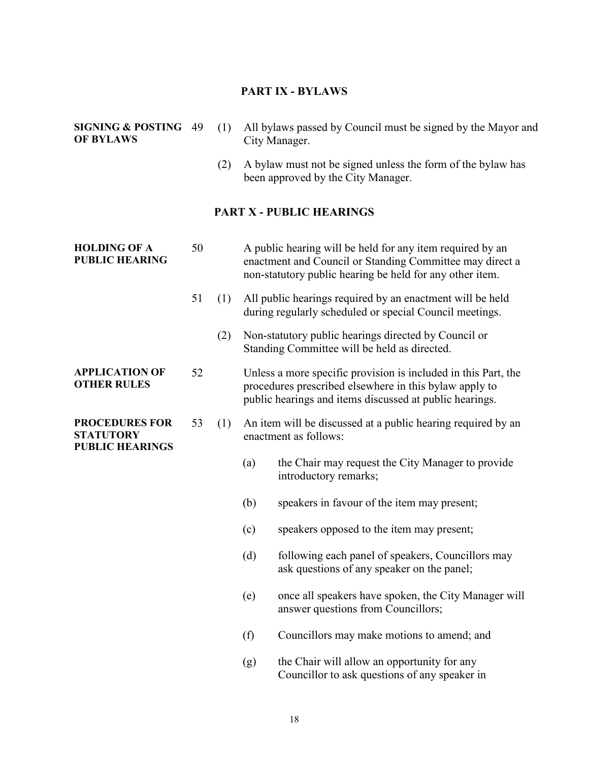## PART IX - BYLAWS

**SIGNING & POSTING OF BYLAWS**

49 (1) All bylaws passed by Council must be signed by the Mayor and City Manager.

(2) A bylaw must not be signed unless the form of the bylaw has been approved by the City Manager.

## PART X - PUBLIC HEARINGS

**HOLDING OF A PUBLIC HEARING**

50 A public hearing will be held for any item required by an enactment and Council or Standing Committee may direct a non-statutory public hearing be held for any other item.

51 (1) All public hearings required by an enactment will be held during regularly scheduled or special Council meetings.

(2) Non-statutory public hearings directed by Council or Standing Committee will be held as directed.

**APPLICATION OF OTHER RULES**

52 Unless a more specific provision is included in this Part, the procedures prescribed elsewhere in this bylaw apply to public hearings and items discussed at public hearings.

**PROCEDURES FOR STATUTORY PUBLIC HEARINGS**

53 (1) An item will be discussed at a public hearing required by an enactment as follows:

(a) the Chair may request the City Manager to provide introductory remarks;

(b) speakers in favour of the item may present;

(c) speakers opposed to the item may present;

(d) following each panel of speakers, Councillors may ask questions of any speaker on the panel;

(e) once all speakers have spoken, the City Manager will answer questions from Councillors;

(f) Councillors may make motions to amend; and

(g) the Chair will allow an opportunity for any Councillor to ask questions of any speaker in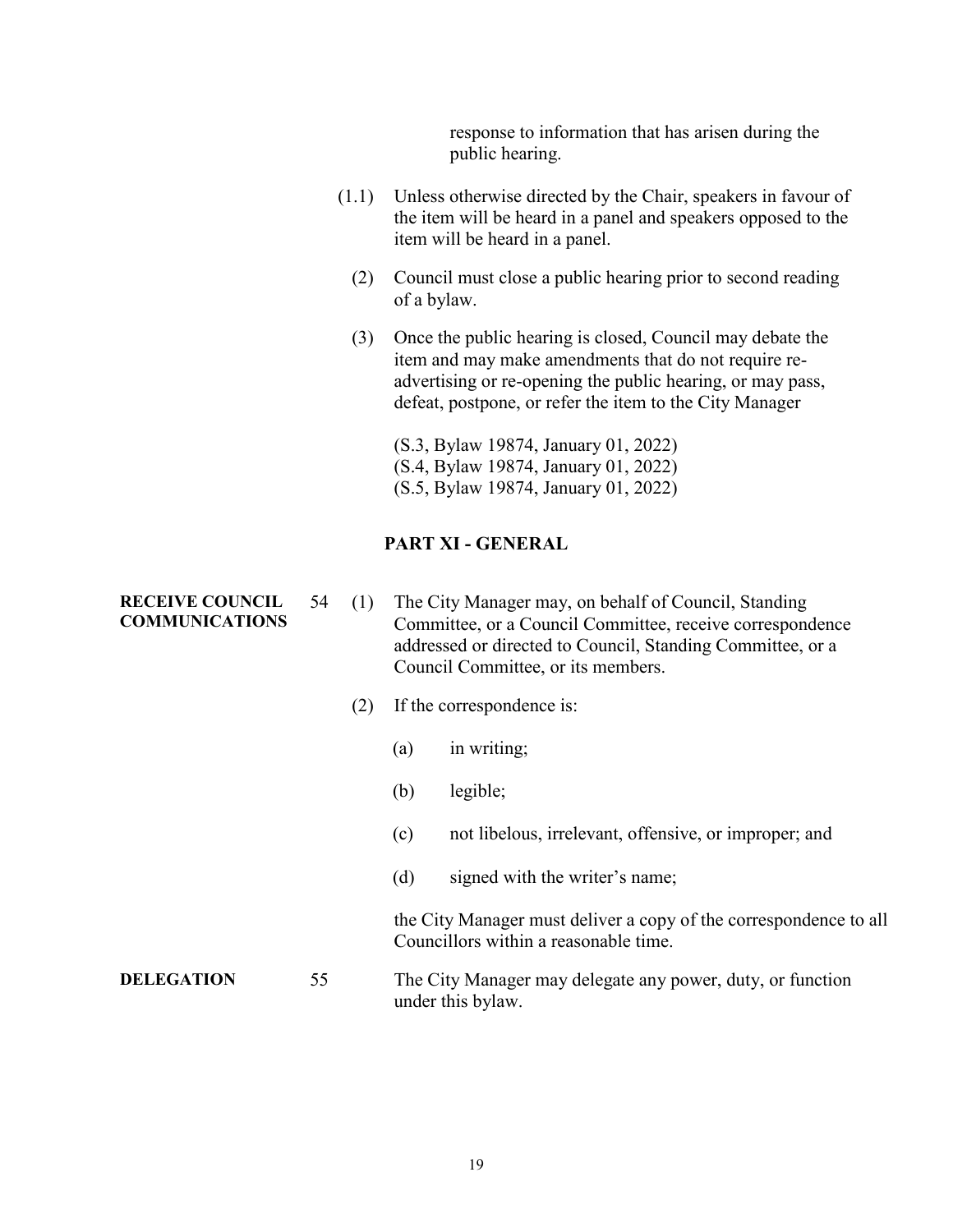response to information that has arisen during the public hearing.

(1.1) Unless otherwise directed by the Chair, speakers in favour of the item will be heard in a panel and speakers opposed to the item will be heard in a panel.

(2) Council must close a public hearing prior to second reading of a bylaw.

(3) Once the public hearing is closed, Council may debate the item and may make amendments that do not require re-advertising or re-opening the public hearing, or may pass, defeat, postpone, or refer the item to the City Manager

(S.3, Bylaw 19874, January 01, 2022)
(S.4, Bylaw 19874, January 01, 2022)
(S.5, Bylaw 19874, January 01, 2022)

## PART XI - GENERAL

**RECEIVE COUNCIL COMMUNICATIONS**

54 (1) The City Manager may, on behalf of Council, Standing Committee, or a Council Committee, receive correspondence addressed or directed to Council, Standing Committee, or a Council Committee, or its members.

(2) If the correspondence is:

(a) in writing;

(b) legible;

(c) not libelous, irrelevant, offensive, or improper; and

(d) signed with the writer's name;

the City Manager must deliver a copy of the correspondence to all Councillors within a reasonable time.

**DELEGATION**

55 The City Manager may delegate any power, duty, or function under this bylaw.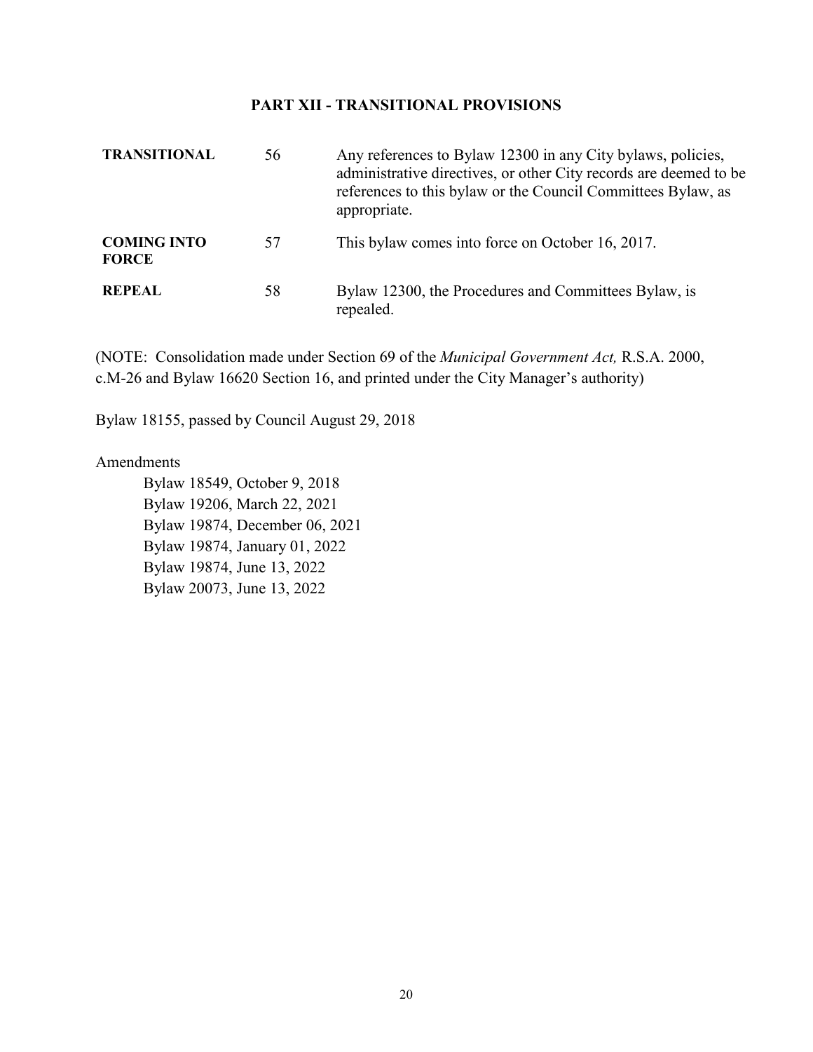## PART XII - TRANSITIONAL PROVISIONS

| | | |
|---|---|---|
| **TRANSITIONAL** | 56 | Any references to Bylaw 12300 in any City bylaws, policies, administrative directives, or other City records are deemed to be references to this bylaw or the Council Committees Bylaw, as appropriate. |
| **COMING INTO FORCE** | 57 | This bylaw comes into force on October 16, 2017. |
| **REPEAL** | 58 | Bylaw 12300, the Procedures and Committees Bylaw, is repealed. |

(NOTE: Consolidation made under Section 69 of the *Municipal Government Act,* R.S.A. 2000, c.M-26 and Bylaw 16620 Section 16, and printed under the City Manager's authority)

Bylaw 18155, passed by Council August 29, 2018

Amendments

Bylaw 18549, October 9, 2018
Bylaw 19206, March 22, 2021
Bylaw 19874, December 06, 2021
Bylaw 19874, January 01, 2022
Bylaw 19874, June 13, 2022
Bylaw 20073, June 13, 2022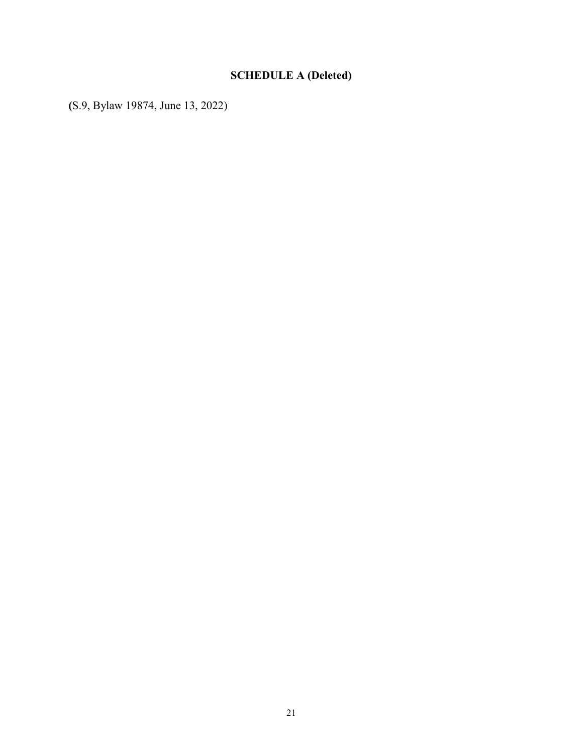# SCHEDULE A (Deleted)

**(**S.9, Bylaw 19874, June 13, 2022)